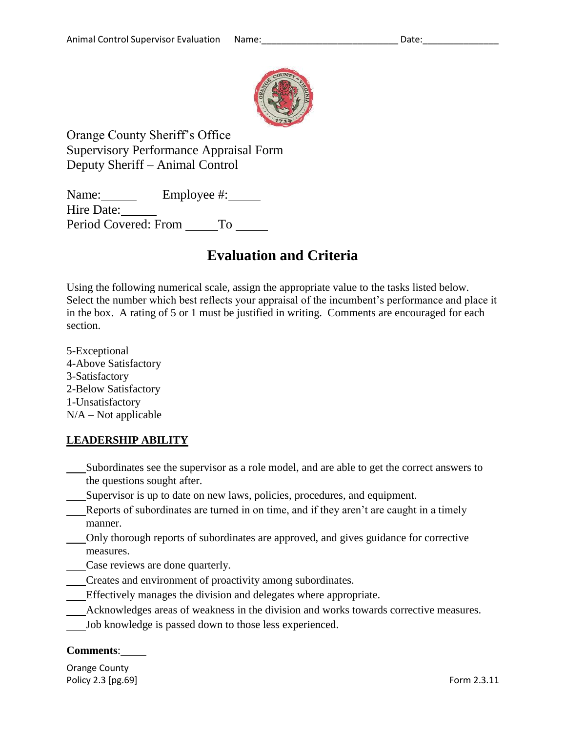Orange County Sheriff's Office
Supervisory Performance Appraisal Form
Deputy Sheriff – Animal Control

Name:______ Employee #:_____
Hire Date:______
Period Covered: From _____To _____

# Evaluation and Criteria

Using the following numerical scale, assign the appropriate value to the tasks listed below. Select the number which best reflects your appraisal of the incumbent's performance and place it in the box. A rating of 5 or 1 must be justified in writing. Comments are encouraged for each section.

5-Exceptional
4-Above Satisfactory
3-Satisfactory
2-Below Satisfactory
1-Unsatisfactory
N/A – Not applicable

**LEADERSHIP ABILITY**

___Subordinates see the supervisor as a role model, and are able to get the correct answers to the questions sought after.
___Supervisor is up to date on new laws, policies, procedures, and equipment.
___Reports of subordinates are turned in on time, and if they aren't are caught in a timely manner.
___Only thorough reports of subordinates are approved, and gives guidance for corrective measures.
___Case reviews are done quarterly.
___Creates and environment of proactivity among subordinates.
___Effectively manages the division and delegates where appropriate.
___Acknowledges areas of weakness in the division and works towards corrective measures.
___Job knowledge is passed down to those less experienced.

**Comments**:_____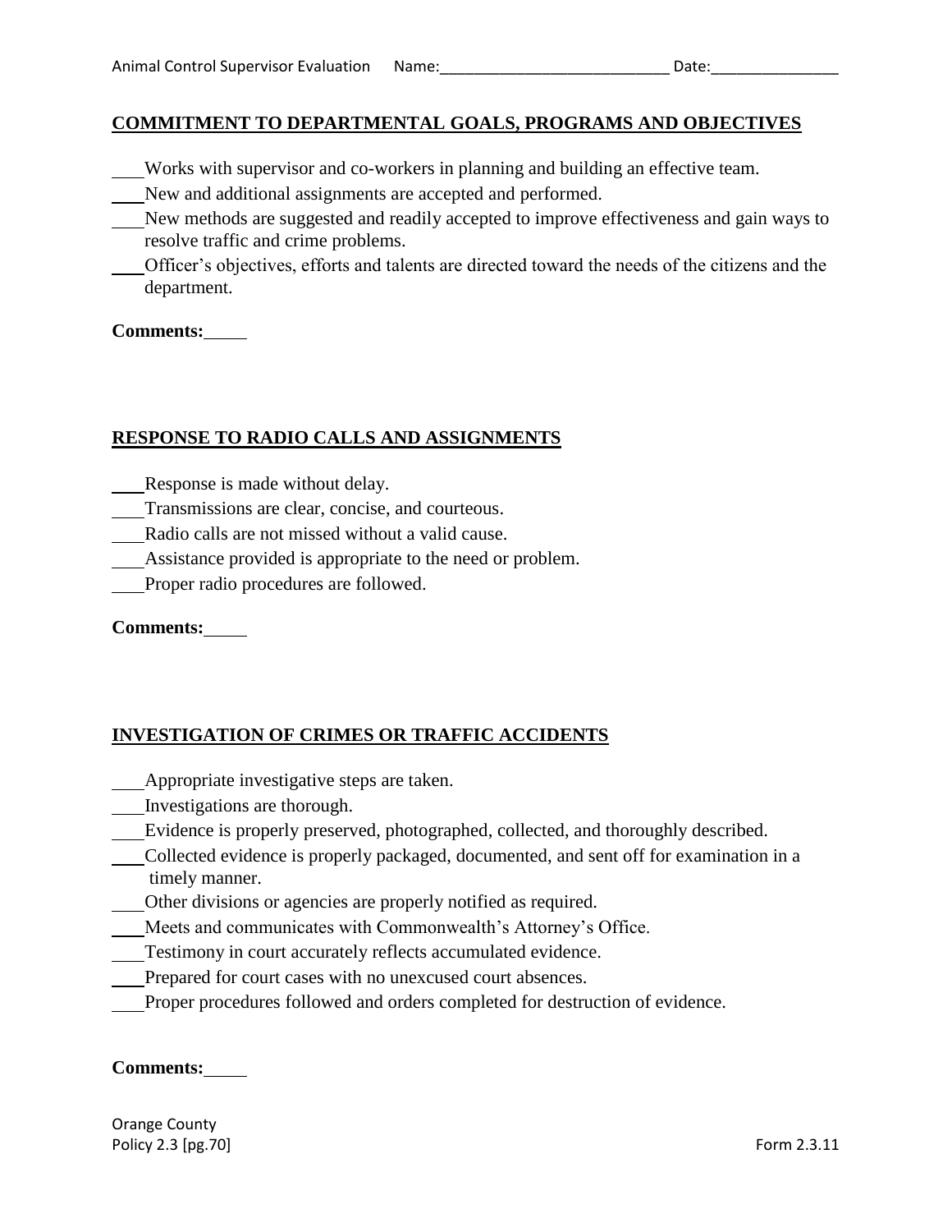## COMMITMENT TO DEPARTMENTAL GOALS, PROGRAMS AND OBJECTIVES

\_\_\_Works with supervisor and co-workers in planning and building an effective team.
\_\_\_New and additional assignments are accepted and performed.
\_\_\_New methods are suggested and readily accepted to improve effectiveness and gain ways to resolve traffic and crime problems.
\_\_\_Officer's objectives, efforts and talents are directed toward the needs of the citizens and the department.

**Comments:**\_\_\_\_\_

## RESPONSE TO RADIO CALLS AND ASSIGNMENTS

\_\_\_Response is made without delay.
\_\_\_Transmissions are clear, concise, and courteous.
\_\_\_Radio calls are not missed without a valid cause.
\_\_\_Assistance provided is appropriate to the need or problem.
\_\_\_Proper radio procedures are followed.

**Comments:**\_\_\_\_\_

## INVESTIGATION OF CRIMES OR TRAFFIC ACCIDENTS

\_\_\_Appropriate investigative steps are taken.
\_\_\_Investigations are thorough.
\_\_\_Evidence is properly preserved, photographed, collected, and thoroughly described.
\_\_\_Collected evidence is properly packaged, documented, and sent off for examination in a timely manner.
\_\_\_Other divisions or agencies are properly notified as required.
\_\_\_Meets and communicates with Commonwealth's Attorney's Office.
\_\_\_Testimony in court accurately reflects accumulated evidence.
\_\_\_Prepared for court cases with no unexcused court absences.
\_\_\_Proper procedures followed and orders completed for destruction of evidence.

**Comments:**\_\_\_\_\_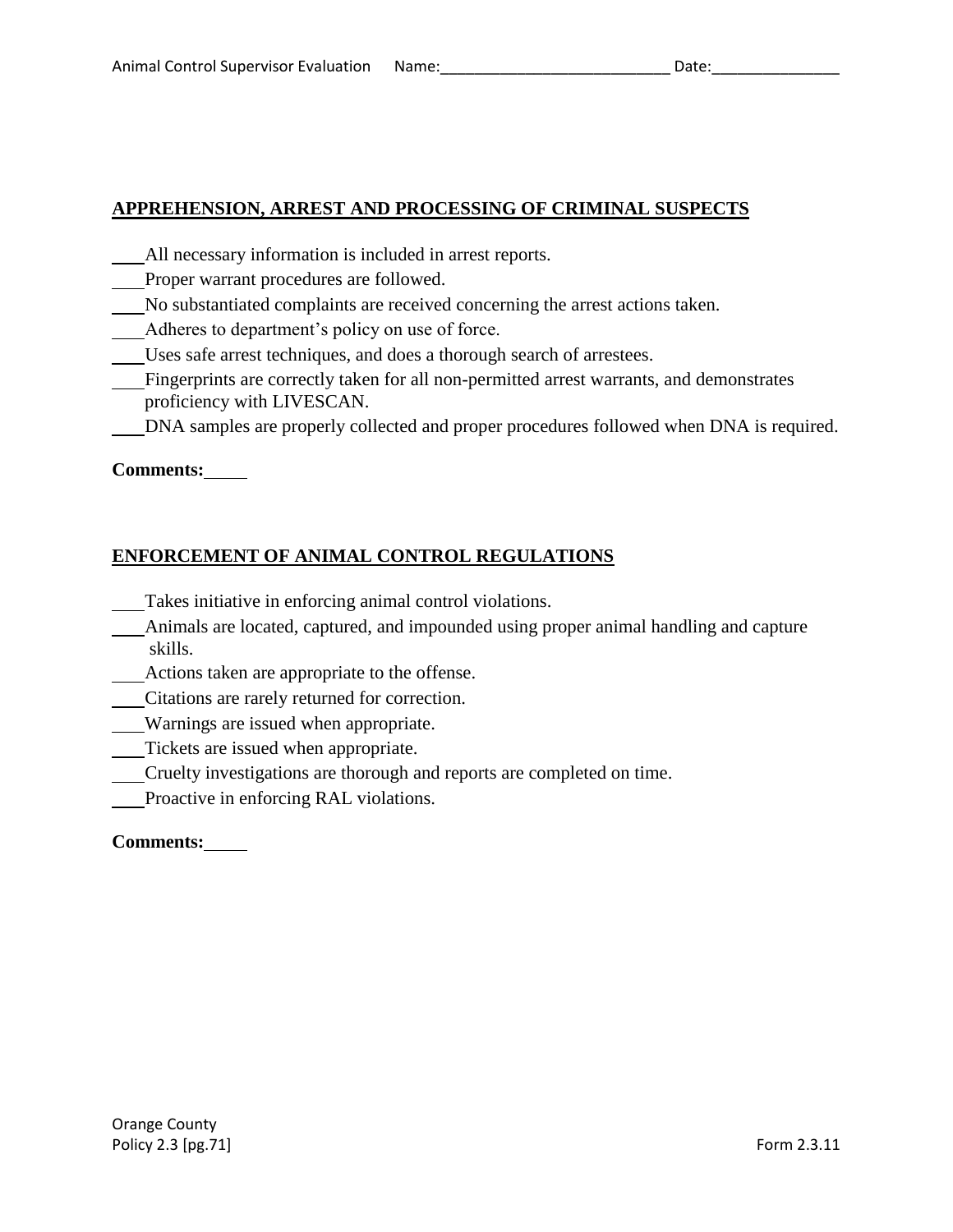## APPREHENSION, ARREST AND PROCESSING OF CRIMINAL SUSPECTS

\_\_\_All necessary information is included in arrest reports.
\_\_\_Proper warrant procedures are followed.
\_\_\_No substantiated complaints are received concerning the arrest actions taken.
\_\_\_Adheres to department's policy on use of force.
\_\_\_Uses safe arrest techniques, and does a thorough search of arrestees.
\_\_\_Fingerprints are correctly taken for all non-permitted arrest warrants, and demonstrates proficiency with LIVESCAN.
\_\_\_DNA samples are properly collected and proper procedures followed when DNA is required.

**Comments:**\_\_\_\_\_

## ENFORCEMENT OF ANIMAL CONTROL REGULATIONS

\_\_\_Takes initiative in enforcing animal control violations.
\_\_\_Animals are located, captured, and impounded using proper animal handling and capture skills.
\_\_\_Actions taken are appropriate to the offense.
\_\_\_Citations are rarely returned for correction.
\_\_\_Warnings are issued when appropriate.
\_\_\_Tickets are issued when appropriate.
\_\_\_Cruelty investigations are thorough and reports are completed on time.
\_\_\_Proactive in enforcing RAL violations.

**Comments:**\_\_\_\_\_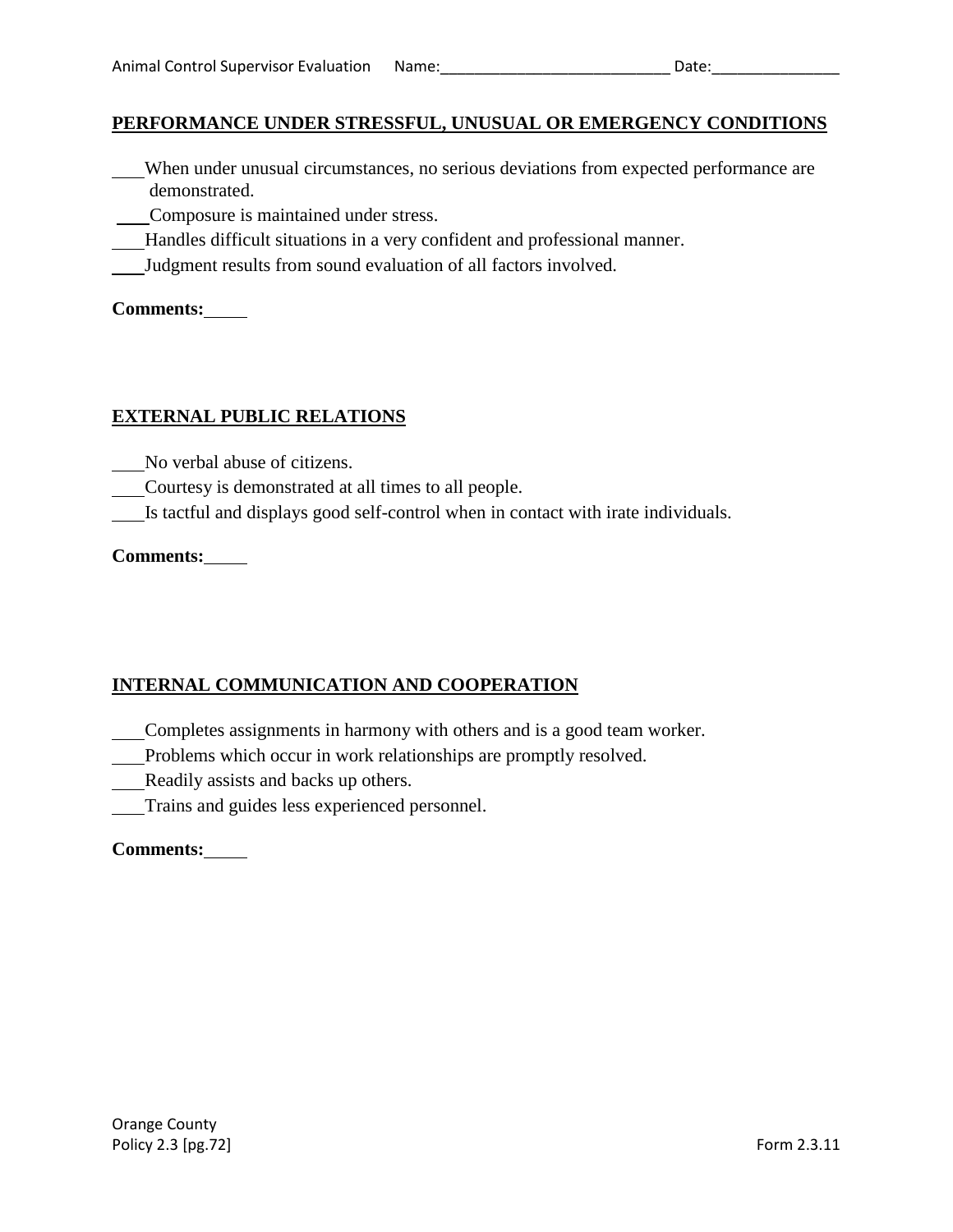## PERFORMANCE UNDER STRESSFUL, UNUSUAL OR EMERGENCY CONDITIONS

___When under unusual circumstances, no serious deviations from expected performance are demonstrated.
___Composure is maintained under stress.
___Handles difficult situations in a very confident and professional manner.
___Judgment results from sound evaluation of all factors involved.

**Comments:**_____

## EXTERNAL PUBLIC RELATIONS

___No verbal abuse of citizens.
___Courtesy is demonstrated at all times to all people.
___Is tactful and displays good self-control when in contact with irate individuals.

**Comments:**_____

## INTERNAL COMMUNICATION AND COOPERATION

___Completes assignments in harmony with others and is a good team worker.
___Problems which occur in work relationships are promptly resolved.
___Readily assists and backs up others.
___Trains and guides less experienced personnel.

**Comments:**_____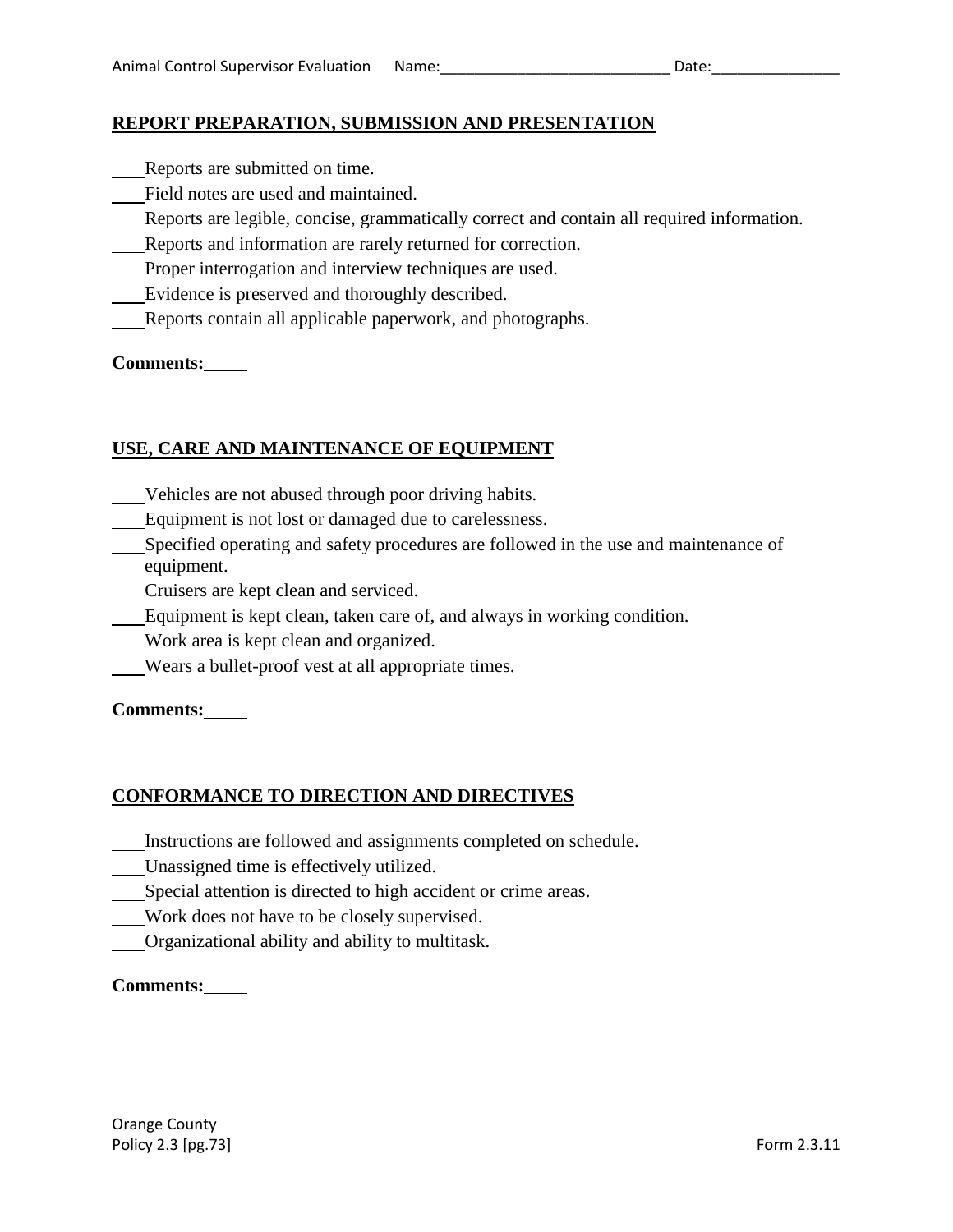## REPORT PREPARATION, SUBMISSION AND PRESENTATION

\_\_\_Reports are submitted on time.
\_\_\_Field notes are used and maintained.
\_\_\_Reports are legible, concise, grammatically correct and contain all required information.
\_\_\_Reports and information are rarely returned for correction.
\_\_\_Proper interrogation and interview techniques are used.
\_\_\_Evidence is preserved and thoroughly described.
\_\_\_Reports contain all applicable paperwork, and photographs.

**Comments:**\_\_\_\_\_

## USE, CARE AND MAINTENANCE OF EQUIPMENT

\_\_\_Vehicles are not abused through poor driving habits.
\_\_\_Equipment is not lost or damaged due to carelessness.
\_\_\_Specified operating and safety procedures are followed in the use and maintenance of equipment.
\_\_\_Cruisers are kept clean and serviced.
\_\_\_Equipment is kept clean, taken care of, and always in working condition.
\_\_\_Work area is kept clean and organized.
\_\_\_Wears a bullet-proof vest at all appropriate times.

**Comments:**\_\_\_\_\_

## CONFORMANCE TO DIRECTION AND DIRECTIVES

\_\_\_Instructions are followed and assignments completed on schedule.
\_\_\_Unassigned time is effectively utilized.
\_\_\_Special attention is directed to high accident or crime areas.
\_\_\_Work does not have to be closely supervised.
\_\_\_Organizational ability and ability to multitask.

**Comments:**\_\_\_\_\_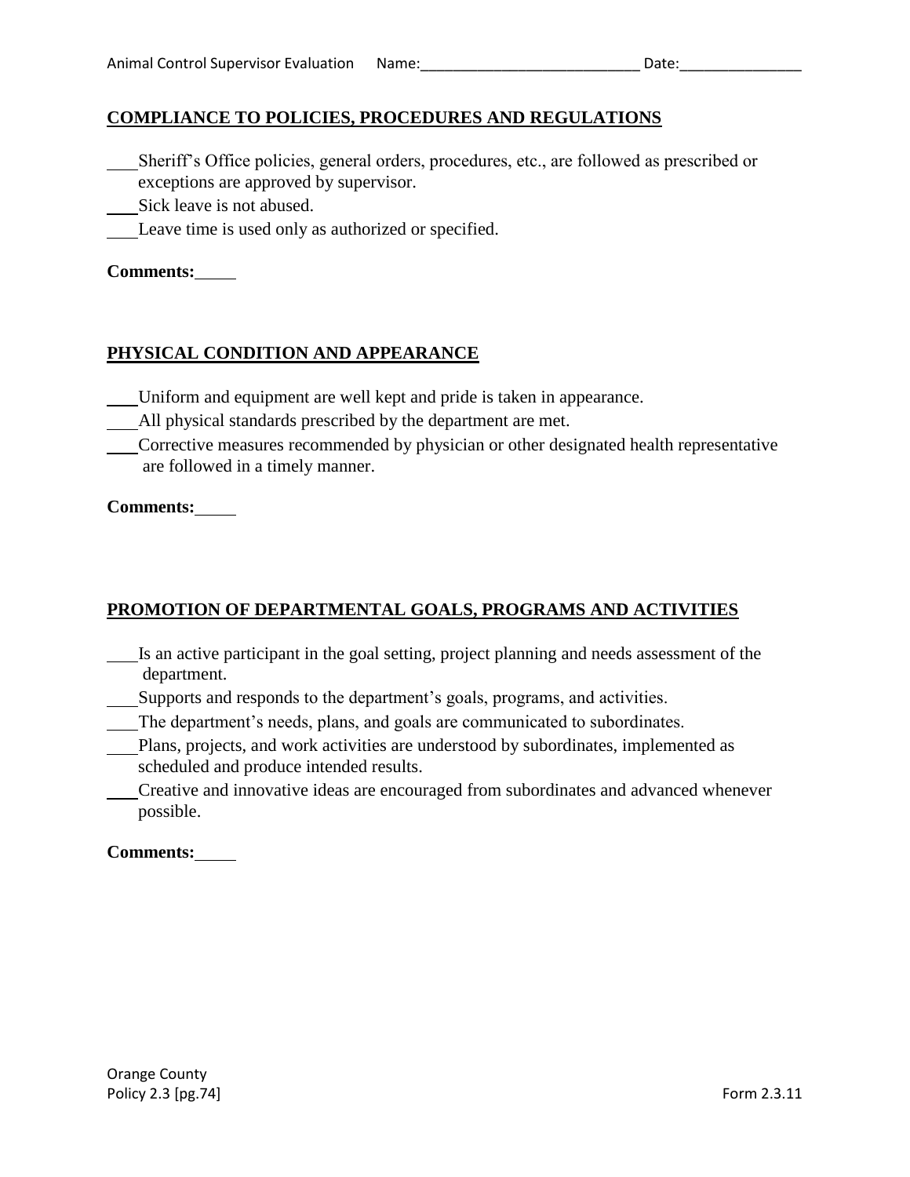## COMPLIANCE TO POLICIES, PROCEDURES AND REGULATIONS

___Sheriff's Office policies, general orders, procedures, etc., are followed as prescribed or exceptions are approved by supervisor.
___Sick leave is not abused.
___Leave time is used only as authorized or specified.

**Comments:**

## PHYSICAL CONDITION AND APPEARANCE

___Uniform and equipment are well kept and pride is taken in appearance.
___All physical standards prescribed by the department are met.
___Corrective measures recommended by physician or other designated health representative are followed in a timely manner.

**Comments:**

## PROMOTION OF DEPARTMENTAL GOALS, PROGRAMS AND ACTIVITIES

___Is an active participant in the goal setting, project planning and needs assessment of the department.
___Supports and responds to the department's goals, programs, and activities.
___The department's needs, plans, and goals are communicated to subordinates.
___Plans, projects, and work activities are understood by subordinates, implemented as scheduled and produce intended results.
___Creative and innovative ideas are encouraged from subordinates and advanced whenever possible.

**Comments:**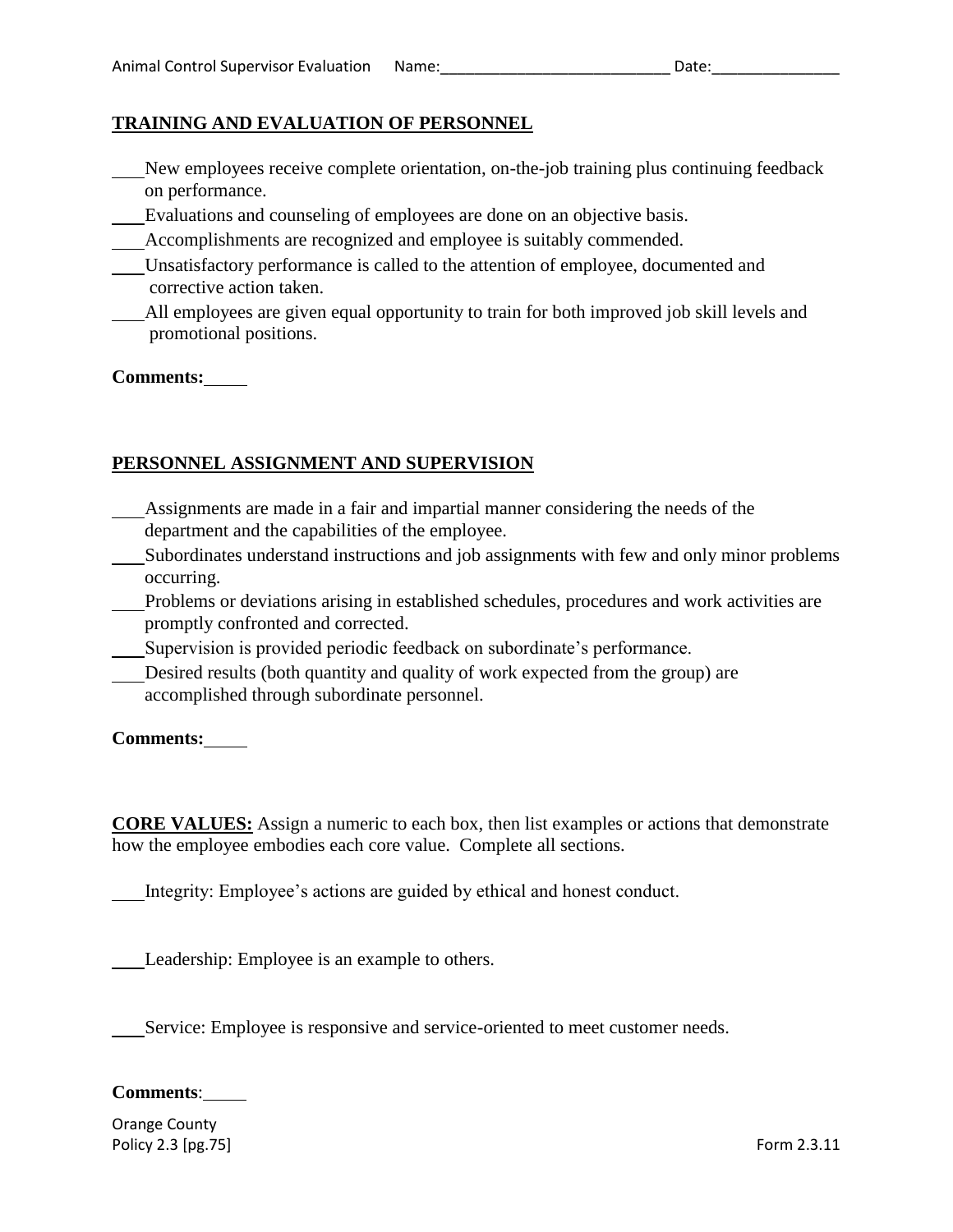## TRAINING AND EVALUATION OF PERSONNEL

___New employees receive complete orientation, on-the-job training plus continuing feedback on performance.

___Evaluations and counseling of employees are done on an objective basis.

___Accomplishments are recognized and employee is suitably commended.

___Unsatisfactory performance is called to the attention of employee, documented and corrective action taken.

___All employees are given equal opportunity to train for both improved job skill levels and promotional positions.

**Comments:**

## PERSONNEL ASSIGNMENT AND SUPERVISION

___Assignments are made in a fair and impartial manner considering the needs of the department and the capabilities of the employee.

___Subordinates understand instructions and job assignments with few and only minor problems occurring.

___Problems or deviations arising in established schedules, procedures and work activities are promptly confronted and corrected.

___Supervision is provided periodic feedback on subordinate's performance.

___Desired results (both quantity and quality of work expected from the group) are accomplished through subordinate personnel.

**Comments:**

**CORE VALUES:** Assign a numeric to each box, then list examples or actions that demonstrate how the employee embodies each core value. Complete all sections.

___Integrity: Employee's actions are guided by ethical and honest conduct.

___Leadership: Employee is an example to others.

___Service: Employee is responsive and service-oriented to meet customer needs.

**Comments**:

Orange County
Policy 2.3 [pg.75] Form 2.3.11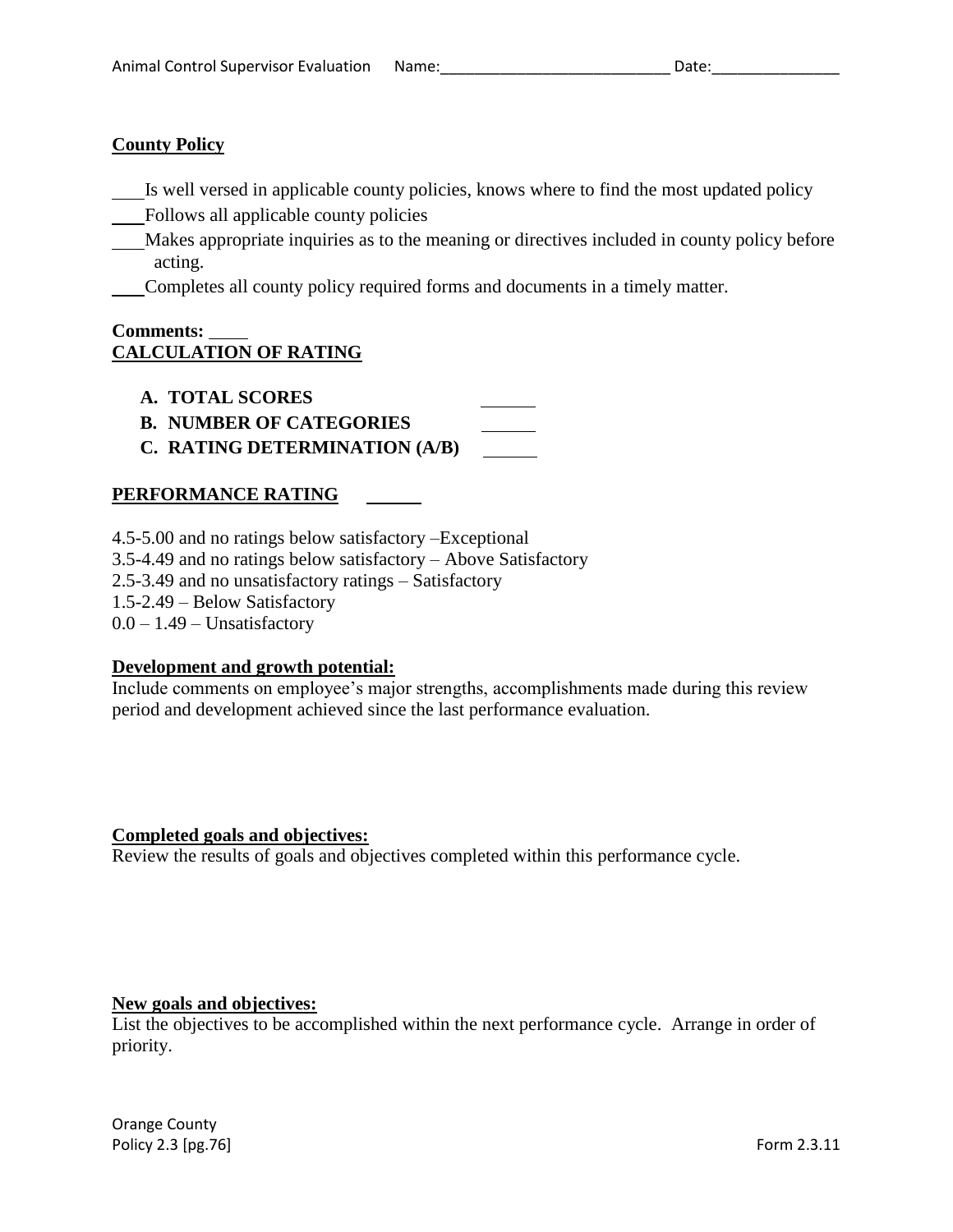**County Policy**

\_\_\_Is well versed in applicable county policies, knows where to find the most updated policy
\_\_\_Follows all applicable county policies
\_\_\_Makes appropriate inquiries as to the meaning or directives included in county policy before acting.
\_\_\_Completes all county policy required forms and documents in a timely matter.

**Comments:** \_\_\_\_

**CALCULATION OF RATING**

**A. TOTAL SCORES** \_\_\_\_\_\_
**B. NUMBER OF CATEGORIES** \_\_\_\_\_\_
**C. RATING DETERMINATION (A/B)** \_\_\_\_\_\_

**PERFORMANCE RATING** \_\_\_\_\_\_

4.5-5.00 and no ratings below satisfactory –Exceptional
3.5-4.49 and no ratings below satisfactory – Above Satisfactory
2.5-3.49 and no unsatisfactory ratings – Satisfactory
1.5-2.49 – Below Satisfactory
0.0 – 1.49 – Unsatisfactory

**Development and growth potential:**
Include comments on employee's major strengths, accomplishments made during this review period and development achieved since the last performance evaluation.

**Completed goals and objectives:**
Review the results of goals and objectives completed within this performance cycle.

**New goals and objectives:**
List the objectives to be accomplished within the next performance cycle. Arrange in order of priority.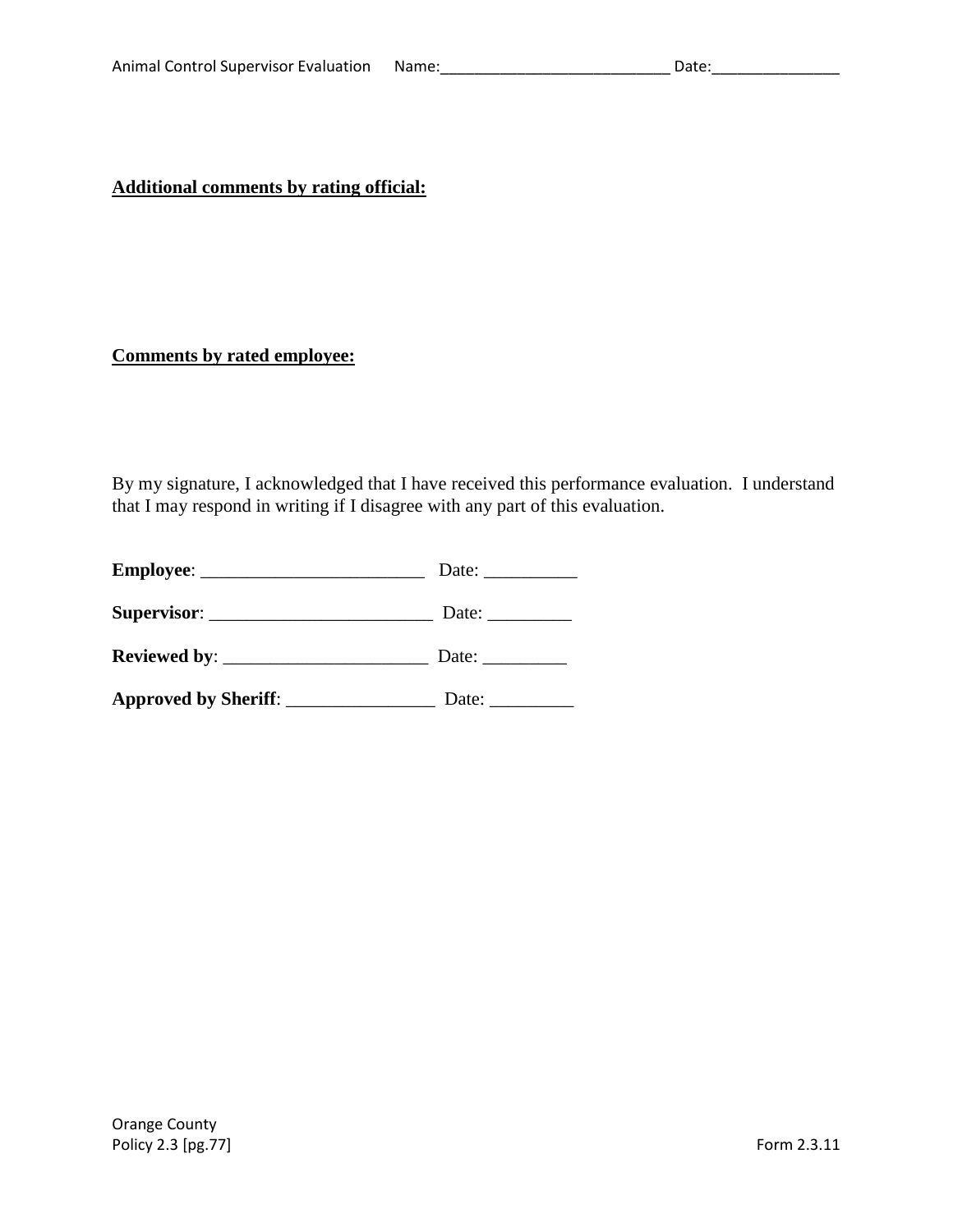**Additional comments by rating official:**

**Comments by rated employee:**

By my signature, I acknowledged that I have received this performance evaluation. I understand that I may respond in writing if I disagree with any part of this evaluation.

**Employee**: ________________________ Date: __________

**Supervisor**: ________________________ Date: _________

**Reviewed by**: ______________________ Date: _________

**Approved by Sheriff**: ________________ Date: _________